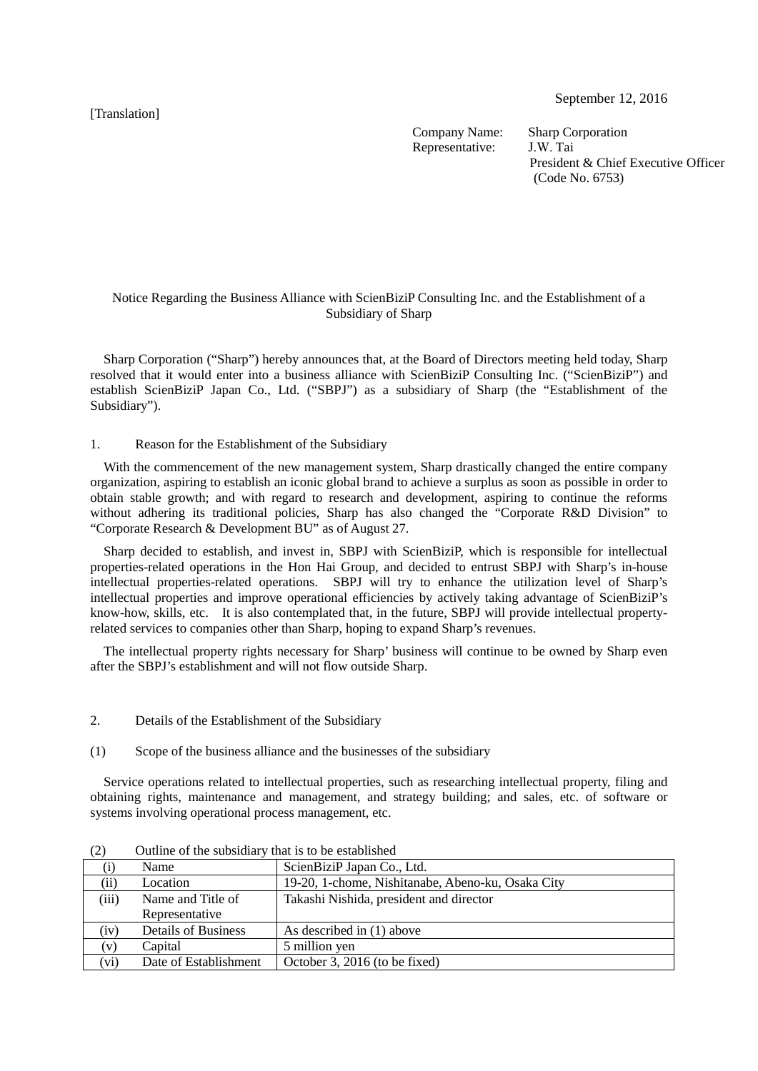[Translation]

September 12, 2016

Company Name: Sharp Corporation
Representative: J.W. Tai
President & Chief Executive Officer
(Code No. 6753)

# Notice Regarding the Business Alliance with ScienBiziP Consulting Inc. and the Establishment of a Subsidiary of Sharp

Sharp Corporation ("Sharp") hereby announces that, at the Board of Directors meeting held today, Sharp resolved that it would enter into a business alliance with ScienBiziP Consulting Inc. ("ScienBiziP") and establish ScienBiziP Japan Co., Ltd. ("SBPJ") as a subsidiary of Sharp (the "Establishment of the Subsidiary").

## 1. Reason for the Establishment of the Subsidiary

With the commencement of the new management system, Sharp drastically changed the entire company organization, aspiring to establish an iconic global brand to achieve a surplus as soon as possible in order to obtain stable growth; and with regard to research and development, aspiring to continue the reforms without adhering its traditional policies, Sharp has also changed the "Corporate R&D Division" to "Corporate Research & Development BU" as of August 27.

Sharp decided to establish, and invest in, SBPJ with ScienBiziP, which is responsible for intellectual properties-related operations in the Hon Hai Group, and decided to entrust SBPJ with Sharp's in-house intellectual properties-related operations. SBPJ will try to enhance the utilization level of Sharp's intellectual properties and improve operational efficiencies by actively taking advantage of ScienBiziP's know-how, skills, etc. It is also contemplated that, in the future, SBPJ will provide intellectual property-related services to companies other than Sharp, hoping to expand Sharp's revenues.

The intellectual property rights necessary for Sharp' business will continue to be owned by Sharp even after the SBPJ's establishment and will not flow outside Sharp.

## 2. Details of the Establishment of the Subsidiary

### (1) Scope of the business alliance and the businesses of the subsidiary

Service operations related to intellectual properties, such as researching intellectual property, filing and obtaining rights, maintenance and management, and strategy building; and sales, etc. of software or systems involving operational process management, etc.

### (2) Outline of the subsidiary that is to be established

| | | |
|---|---|---|
| (i) | Name | ScienBiziP Japan Co., Ltd. |
| (ii) | Location | 19-20, 1-chome, Nishitanabe, Abeno-ku, Osaka City |
| (iii) | Name and Title of Representative | Takashi Nishida, president and director |
| (iv) | Details of Business | As described in (1) above |
| (v) | Capital | 5 million yen |
| (vi) | Date of Establishment | October 3, 2016 (to be fixed) |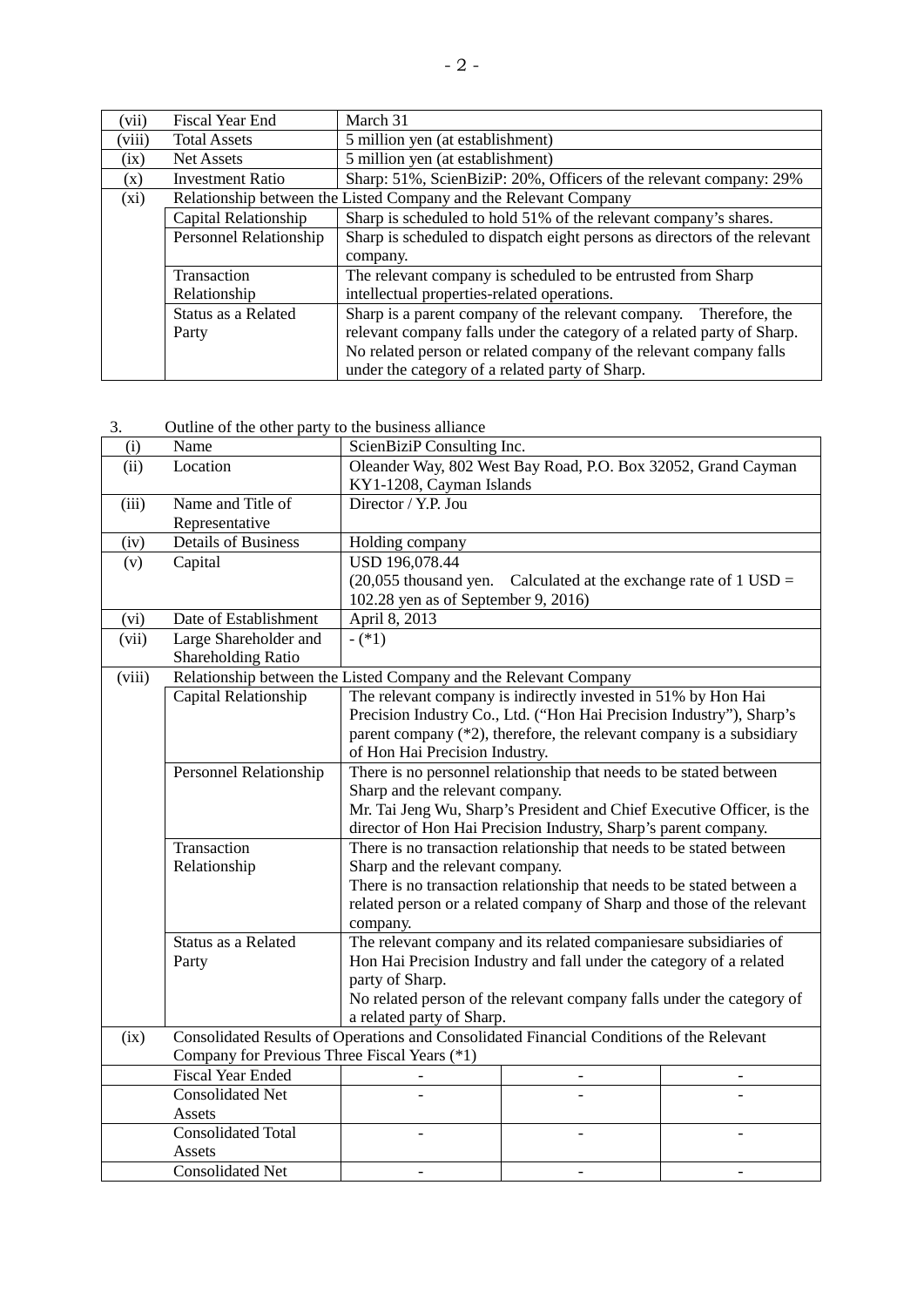| | | |
|---|---|---|
| (vii) | Fiscal Year End | March 31 |
| (viii) | Total Assets | 5 million yen (at establishment) |
| (ix) | Net Assets | 5 million yen (at establishment) |
| (x) | Investment Ratio | Sharp: 51%, ScienBiziP: 20%, Officers of the relevant company: 29% |
| (xi) | Relationship between the Listed Company and the Relevant Company | |
| | Capital Relationship | Sharp is scheduled to hold 51% of the relevant company's shares. |
| | Personnel Relationship | Sharp is scheduled to dispatch eight persons as directors of the relevant company. |
| | Transaction Relationship | The relevant company is scheduled to be entrusted from Sharp intellectual properties-related operations. |
| | Status as a Related Party | Sharp is a parent company of the relevant company. Therefore, the relevant company falls under the category of a related party of Sharp. No related person or related company of the relevant company falls under the category of a related party of Sharp. |

3. Outline of the other party to the business alliance

| | | | | |
|---|---|---|---|---|
| (i) | Name | ScienBiziP Consulting Inc. | | |
| (ii) | Location | Oleander Way, 802 West Bay Road, P.O. Box 32052, Grand Cayman KY1-1208, Cayman Islands | | |
| (iii) | Name and Title of Representative | Director / Y.P. Jou | | |
| (iv) | Details of Business | Holding company | | |
| (v) | Capital | USD 196,078.44 (20,055 thousand yen. Calculated at the exchange rate of 1 USD = 102.28 yen as of September 9, 2016) | | |
| (vi) | Date of Establishment | April 8, 2013 | | |
| (vii) | Large Shareholder and Shareholding Ratio | - (*1) | | |
| (viii) | Relationship between the Listed Company and the Relevant Company | | | |
| | Capital Relationship | The relevant company is indirectly invested in 51% by Hon Hai Precision Industry Co., Ltd. ("Hon Hai Precision Industry"), Sharp's parent company (*2), therefore, the relevant company is a subsidiary of Hon Hai Precision Industry. | | |
| | Personnel Relationship | There is no personnel relationship that needs to be stated between Sharp and the relevant company. Mr. Tai Jeng Wu, Sharp's President and Chief Executive Officer, is the director of Hon Hai Precision Industry, Sharp's parent company. | | |
| | Transaction Relationship | There is no transaction relationship that needs to be stated between Sharp and the relevant company. There is no transaction relationship that needs to be stated between a related person or a related company of Sharp and those of the relevant company. | | |
| | Status as a Related Party | The relevant company and its related companiesare subsidiaries of Hon Hai Precision Industry and fall under the category of a related party of Sharp. No related person of the relevant company falls under the category of a related party of Sharp. | | |
| (ix) | Consolidated Results of Operations and Consolidated Financial Conditions of the Relevant Company for Previous Three Fiscal Years (*1) | | | |
| | Fiscal Year Ended | - | - | - |
| | Consolidated Net Assets | - | - | - |
| | Consolidated Total Assets | - | - | - |
| | Consolidated Net | - | - | - |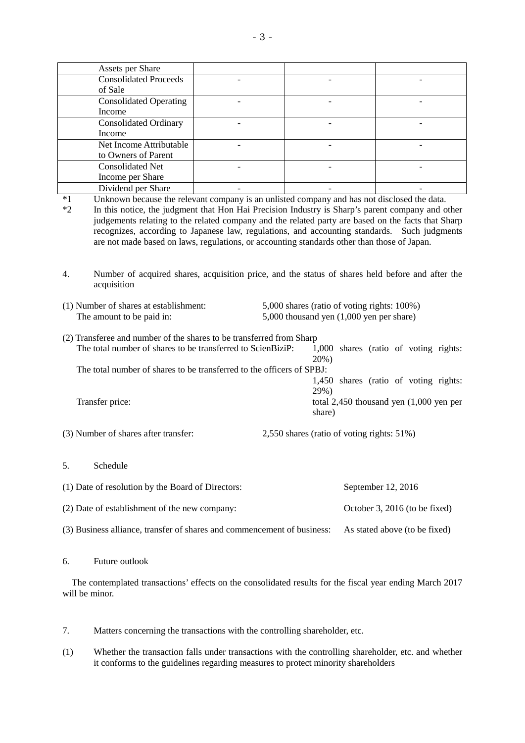| Assets per Share | | | |
|---|---|---|---|
| Consolidated Proceeds of Sale | - | - | - |
| Consolidated Operating Income | - | - | - |
| Consolidated Ordinary Income | - | - | - |
| Net Income Attributable to Owners of Parent | - | - | - |
| Consolidated Net Income per Share | - | - | - |
| Dividend per Share | - | - | - |

*1 Unknown because the relevant company is an unlisted company and has not disclosed the data.

*2 In this notice, the judgment that Hon Hai Precision Industry is Sharp's parent company and other judgements relating to the related company and the related party are based on the facts that Sharp recognizes, according to Japanese law, regulations, and accounting standards. Such judgments are not made based on laws, regulations, or accounting standards other than those of Japan.

4. Number of acquired shares, acquisition price, and the status of shares held before and after the acquisition

(1) Number of shares at establishment: 5,000 shares (ratio of voting rights: 100%)
The amount to be paid in: 5,000 thousand yen (1,000 yen per share)

(2) Transferee and number of the shares to be transferred from Sharp
The total number of shares to be transferred to ScienBiziP: 1,000 shares (ratio of voting rights: 20%)
The total number of shares to be transferred to the officers of SPBJ: 1,450 shares (ratio of voting rights: 29%)
Transfer price: total 2,450 thousand yen (1,000 yen per share)

(3) Number of shares after transfer: 2,550 shares (ratio of voting rights: 51%)

5. Schedule

(1) Date of resolution by the Board of Directors: September 12, 2016

(2) Date of establishment of the new company: October 3, 2016 (to be fixed)

(3) Business alliance, transfer of shares and commencement of business: As stated above (to be fixed)

6. Future outlook

The contemplated transactions' effects on the consolidated results for the fiscal year ending March 2017 will be minor.

7. Matters concerning the transactions with the controlling shareholder, etc.

(1) Whether the transaction falls under transactions with the controlling shareholder, etc. and whether it conforms to the guidelines regarding measures to protect minority shareholders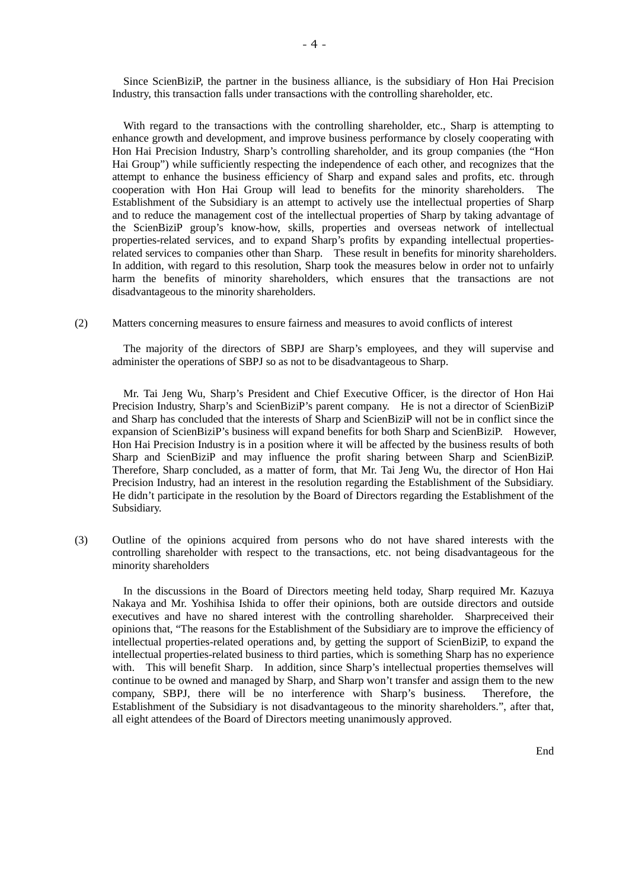Since ScienBiziP, the partner in the business alliance, is the subsidiary of Hon Hai Precision Industry, this transaction falls under transactions with the controlling shareholder, etc.

With regard to the transactions with the controlling shareholder, etc., Sharp is attempting to enhance growth and development, and improve business performance by closely cooperating with Hon Hai Precision Industry, Sharp's controlling shareholder, and its group companies (the "Hon Hai Group") while sufficiently respecting the independence of each other, and recognizes that the attempt to enhance the business efficiency of Sharp and expand sales and profits, etc. through cooperation with Hon Hai Group will lead to benefits for the minority shareholders. The Establishment of the Subsidiary is an attempt to actively use the intellectual properties of Sharp and to reduce the management cost of the intellectual properties of Sharp by taking advantage of the ScienBiziP group's know-how, skills, properties and overseas network of intellectual properties-related services, and to expand Sharp's profits by expanding intellectual properties-related services to companies other than Sharp. These result in benefits for minority shareholders. In addition, with regard to this resolution, Sharp took the measures below in order not to unfairly harm the benefits of minority shareholders, which ensures that the transactions are not disadvantageous to the minority shareholders.

(2) Matters concerning measures to ensure fairness and measures to avoid conflicts of interest

The majority of the directors of SBPJ are Sharp's employees, and they will supervise and administer the operations of SBPJ so as not to be disadvantageous to Sharp.

Mr. Tai Jeng Wu, Sharp's President and Chief Executive Officer, is the director of Hon Hai Precision Industry, Sharp's and ScienBiziP's parent company. He is not a director of ScienBiziP and Sharp has concluded that the interests of Sharp and ScienBiziP will not be in conflict since the expansion of ScienBiziP's business will expand benefits for both Sharp and ScienBiziP. However, Hon Hai Precision Industry is in a position where it will be affected by the business results of both Sharp and ScienBiziP and may influence the profit sharing between Sharp and ScienBiziP. Therefore, Sharp concluded, as a matter of form, that Mr. Tai Jeng Wu, the director of Hon Hai Precision Industry, had an interest in the resolution regarding the Establishment of the Subsidiary. He didn't participate in the resolution by the Board of Directors regarding the Establishment of the Subsidiary.

(3) Outline of the opinions acquired from persons who do not have shared interests with the controlling shareholder with respect to the transactions, etc. not being disadvantageous for the minority shareholders

In the discussions in the Board of Directors meeting held today, Sharp required Mr. Kazuya Nakaya and Mr. Yoshihisa Ishida to offer their opinions, both are outside directors and outside executives and have no shared interest with the controlling shareholder. Sharpreceived their opinions that, "The reasons for the Establishment of the Subsidiary are to improve the efficiency of intellectual properties-related operations and, by getting the support of ScienBiziP, to expand the intellectual properties-related business to third parties, which is something Sharp has no experience with. This will benefit Sharp. In addition, since Sharp's intellectual properties themselves will continue to be owned and managed by Sharp, and Sharp won't transfer and assign them to the new company, SBPJ, there will be no interference with Sharp's business. Therefore, the Establishment of the Subsidiary is not disadvantageous to the minority shareholders.", after that, all eight attendees of the Board of Directors meeting unanimously approved.

End